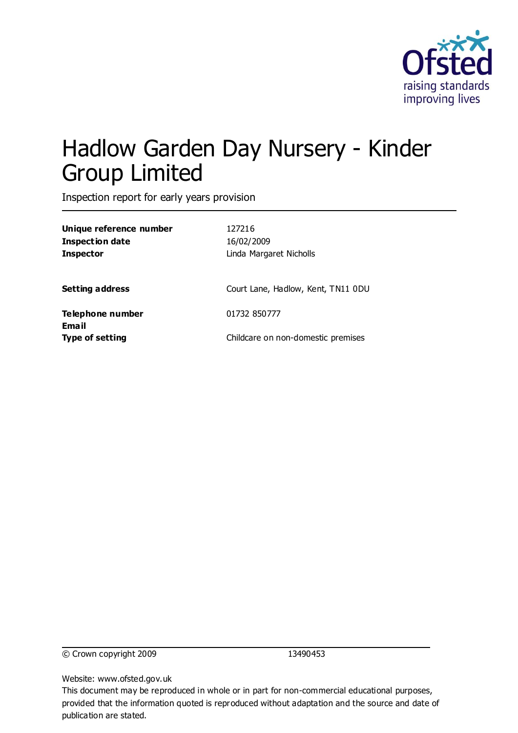Ofsted

raising standards
improving lives

# Hadlow Garden Day Nursery - Kinder Group Limited

Inspection report for early years provision

| | |
|---|---|
| **Unique reference number** | 127216 |
| **Inspection date** | 16/02/2009 |
| **Inspector** | Linda Margaret Nicholls |
| | |
| **Setting address** | Court Lane, Hadlow, Kent, TN11 0DU |
| | |
| **Telephone number** | 01732 850777 |
| **Email** | |
| **Type of setting** | Childcare on non-domestic premises |

© Crown copyright 2009 13490453

Website: www.ofsted.gov.uk

This document may be reproduced in whole or in part for non-commercial educational purposes, provided that the information quoted is reproduced without adaptation and the source and date of publication are stated.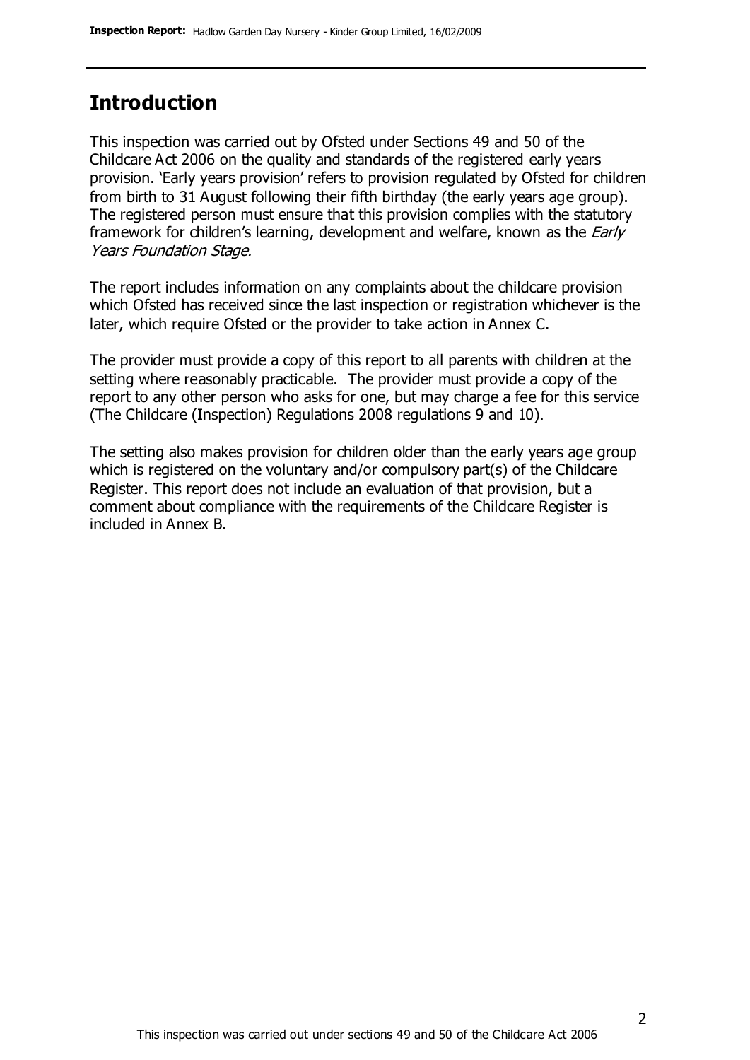## Introduction

This inspection was carried out by Ofsted under Sections 49 and 50 of the Childcare Act 2006 on the quality and standards of the registered early years provision. 'Early years provision' refers to provision regulated by Ofsted for children from birth to 31 August following their fifth birthday (the early years age group). The registered person must ensure that this provision complies with the statutory framework for children's learning, development and welfare, known as the *Early Years Foundation Stage*.

The report includes information on any complaints about the childcare provision which Ofsted has received since the last inspection or registration whichever is the later, which require Ofsted or the provider to take action in Annex C.

The provider must provide a copy of this report to all parents with children at the setting where reasonably practicable. The provider must provide a copy of the report to any other person who asks for one, but may charge a fee for this service (The Childcare (Inspection) Regulations 2008 regulations 9 and 10).

The setting also makes provision for children older than the early years age group which is registered on the voluntary and/or compulsory part(s) of the Childcare Register. This report does not include an evaluation of that provision, but a comment about compliance with the requirements of the Childcare Register is included in Annex B.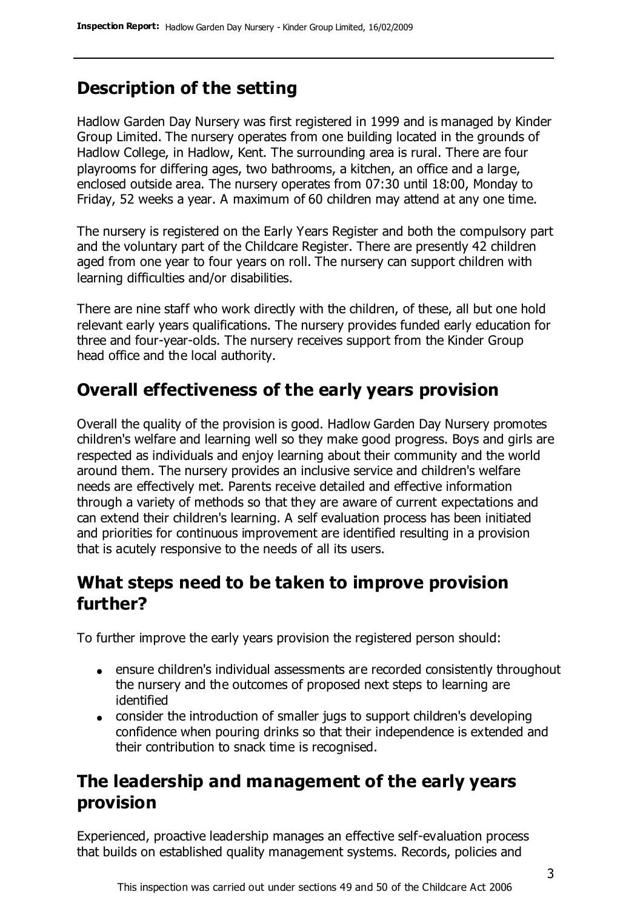## Description of the setting

Hadlow Garden Day Nursery was first registered in 1999 and is managed by Kinder Group Limited. The nursery operates from one building located in the grounds of Hadlow College, in Hadlow, Kent. The surrounding area is rural. There are four playrooms for differing ages, two bathrooms, a kitchen, an office and a large, enclosed outside area. The nursery operates from 07:30 until 18:00, Monday to Friday, 52 weeks a year. A maximum of 60 children may attend at any one time.

The nursery is registered on the Early Years Register and both the compulsory part and the voluntary part of the Childcare Register. There are presently 42 children aged from one year to four years on roll. The nursery can support children with learning difficulties and/or disabilities.

There are nine staff who work directly with the children, of these, all but one hold relevant early years qualifications. The nursery provides funded early education for three and four-year-olds. The nursery receives support from the Kinder Group head office and the local authority.

## Overall effectiveness of the early years provision

Overall the quality of the provision is good. Hadlow Garden Day Nursery promotes children's welfare and learning well so they make good progress. Boys and girls are respected as individuals and enjoy learning about their community and the world around them. The nursery provides an inclusive service and children's welfare needs are effectively met. Parents receive detailed and effective information through a variety of methods so that they are aware of current expectations and can extend their children's learning. A self evaluation process has been initiated and priorities for continuous improvement are identified resulting in a provision that is acutely responsive to the needs of all its users.

## What steps need to be taken to improve provision further?

To further improve the early years provision the registered person should:

- ensure children's individual assessments are recorded consistently throughout the nursery and the outcomes of proposed next steps to learning are identified
- consider the introduction of smaller jugs to support children's developing confidence when pouring drinks so that their independence is extended and their contribution to snack time is recognised.

## The leadership and management of the early years provision

Experienced, proactive leadership manages an effective self-evaluation process that builds on established quality management systems. Records, policies and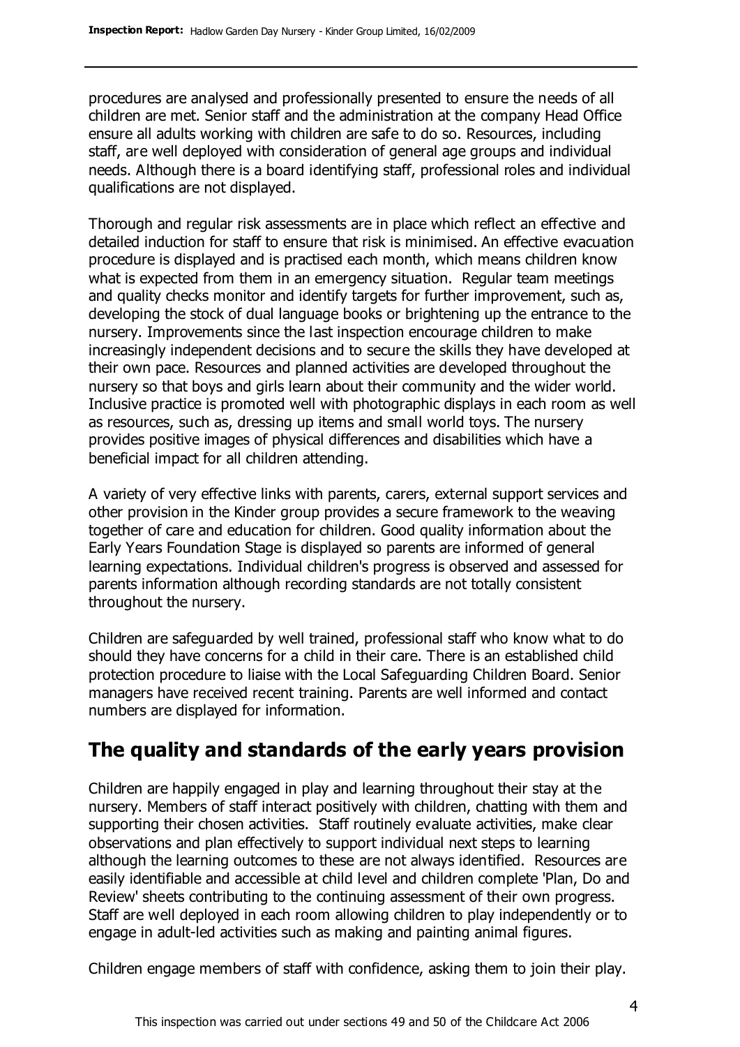procedures are analysed and professionally presented to ensure the needs of all children are met. Senior staff and the administration at the company Head Office ensure all adults working with children are safe to do so. Resources, including staff, are well deployed with consideration of general age groups and individual needs. Although there is a board identifying staff, professional roles and individual qualifications are not displayed.

Thorough and regular risk assessments are in place which reflect an effective and detailed induction for staff to ensure that risk is minimised. An effective evacuation procedure is displayed and is practised each month, which means children know what is expected from them in an emergency situation. Regular team meetings and quality checks monitor and identify targets for further improvement, such as, developing the stock of dual language books or brightening up the entrance to the nursery. Improvements since the last inspection encourage children to make increasingly independent decisions and to secure the skills they have developed at their own pace. Resources and planned activities are developed throughout the nursery so that boys and girls learn about their community and the wider world. Inclusive practice is promoted well with photographic displays in each room as well as resources, such as, dressing up items and small world toys. The nursery provides positive images of physical differences and disabilities which have a beneficial impact for all children attending.

A variety of very effective links with parents, carers, external support services and other provision in the Kinder group provides a secure framework to the weaving together of care and education for children. Good quality information about the Early Years Foundation Stage is displayed so parents are informed of general learning expectations. Individual children's progress is observed and assessed for parents information although recording standards are not totally consistent throughout the nursery.

Children are safeguarded by well trained, professional staff who know what to do should they have concerns for a child in their care. There is an established child protection procedure to liaise with the Local Safeguarding Children Board. Senior managers have received recent training. Parents are well informed and contact numbers are displayed for information.

## The quality and standards of the early years provision

Children are happily engaged in play and learning throughout their stay at the nursery. Members of staff interact positively with children, chatting with them and supporting their chosen activities. Staff routinely evaluate activities, make clear observations and plan effectively to support individual next steps to learning although the learning outcomes to these are not always identified. Resources are easily identifiable and accessible at child level and children complete 'Plan, Do and Review' sheets contributing to the continuing assessment of their own progress. Staff are well deployed in each room allowing children to play independently or to engage in adult-led activities such as making and painting animal figures.

Children engage members of staff with confidence, asking them to join their play.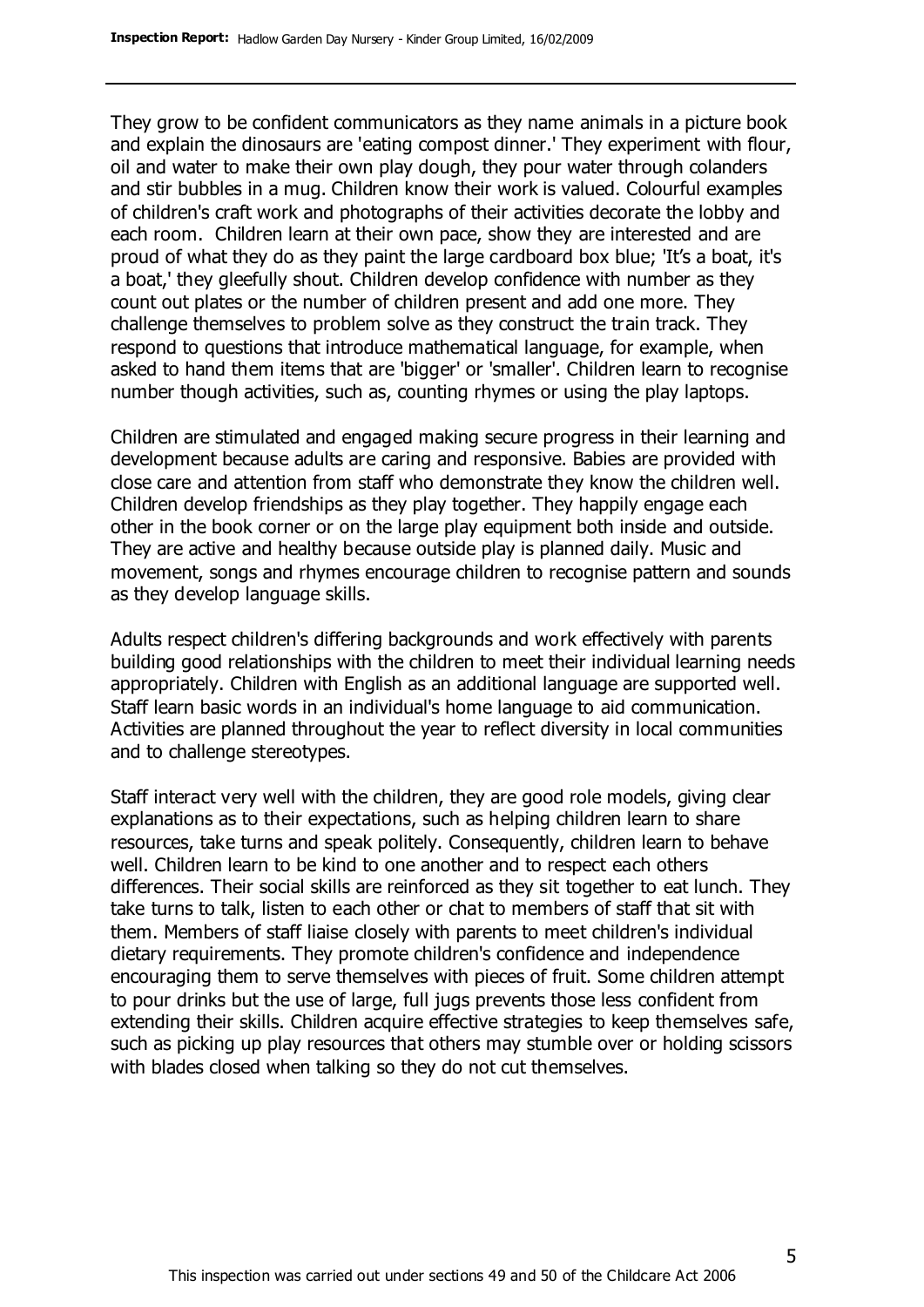They grow to be confident communicators as they name animals in a picture book and explain the dinosaurs are 'eating compost dinner.' They experiment with flour, oil and water to make their own play dough, they pour water through colanders and stir bubbles in a mug. Children know their work is valued. Colourful examples of children's craft work and photographs of their activities decorate the lobby and each room. Children learn at their own pace, show they are interested and are proud of what they do as they paint the large cardboard box blue; 'It's a boat, it's a boat,' they gleefully shout. Children develop confidence with number as they count out plates or the number of children present and add one more. They challenge themselves to problem solve as they construct the train track. They respond to questions that introduce mathematical language, for example, when asked to hand them items that are 'bigger' or 'smaller'. Children learn to recognise number though activities, such as, counting rhymes or using the play laptops.

Children are stimulated and engaged making secure progress in their learning and development because adults are caring and responsive. Babies are provided with close care and attention from staff who demonstrate they know the children well. Children develop friendships as they play together. They happily engage each other in the book corner or on the large play equipment both inside and outside. They are active and healthy because outside play is planned daily. Music and movement, songs and rhymes encourage children to recognise pattern and sounds as they develop language skills.

Adults respect children's differing backgrounds and work effectively with parents building good relationships with the children to meet their individual learning needs appropriately. Children with English as an additional language are supported well. Staff learn basic words in an individual's home language to aid communication. Activities are planned throughout the year to reflect diversity in local communities and to challenge stereotypes.

Staff interact very well with the children, they are good role models, giving clear explanations as to their expectations, such as helping children learn to share resources, take turns and speak politely. Consequently, children learn to behave well. Children learn to be kind to one another and to respect each others differences. Their social skills are reinforced as they sit together to eat lunch. They take turns to talk, listen to each other or chat to members of staff that sit with them. Members of staff liaise closely with parents to meet children's individual dietary requirements. They promote children's confidence and independence encouraging them to serve themselves with pieces of fruit. Some children attempt to pour drinks but the use of large, full jugs prevents those less confident from extending their skills. Children acquire effective strategies to keep themselves safe, such as picking up play resources that others may stumble over or holding scissors with blades closed when talking so they do not cut themselves.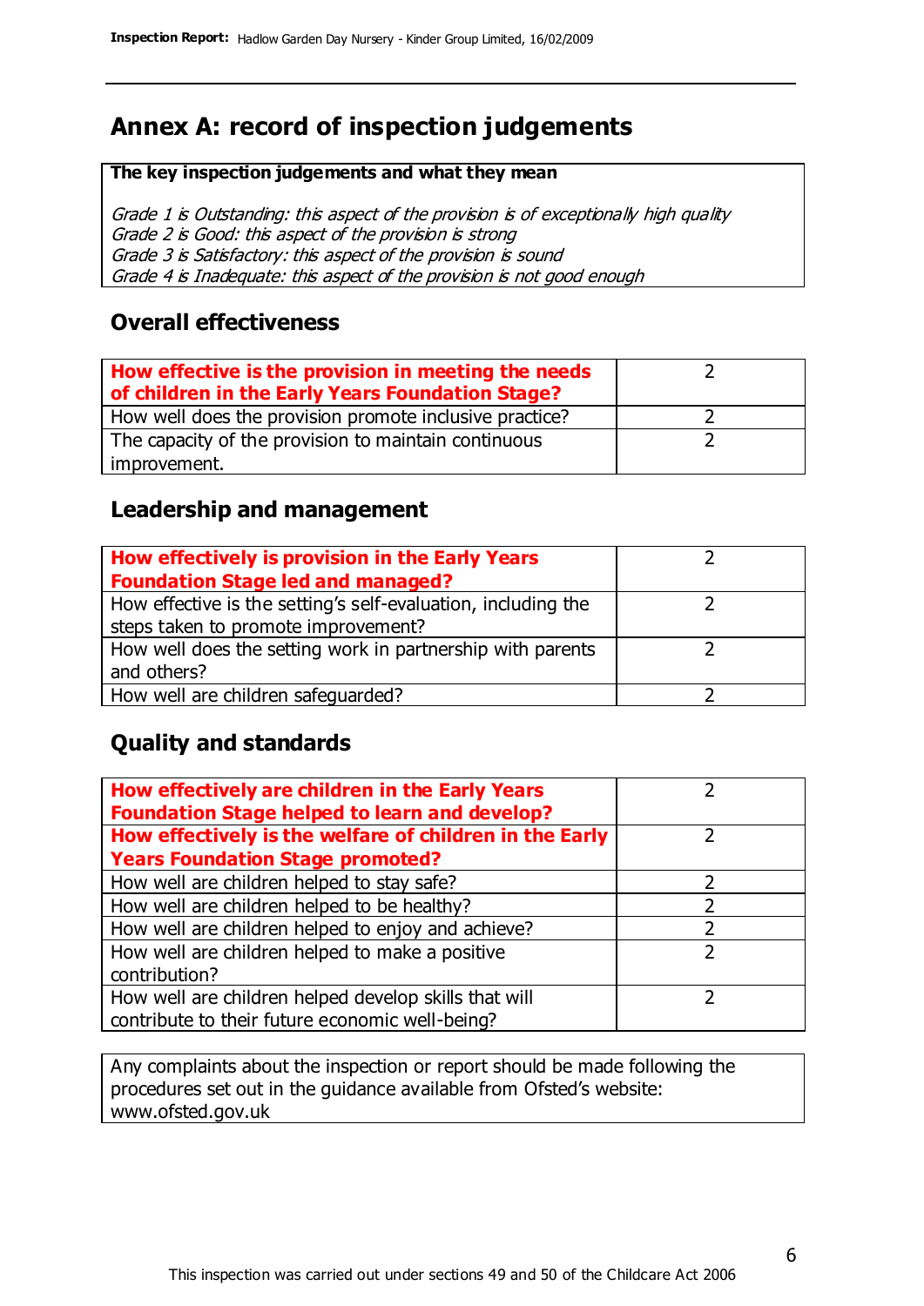# Annex A: record of inspection judgements

**The key inspection judgements and what they mean**

*Grade 1 is Outstanding: this aspect of the provision is of exceptionally high quality*
*Grade 2 is Good: this aspect of the provision is strong*
*Grade 3 is Satisfactory: this aspect of the provision is sound*
*Grade 4 is Inadequate: this aspect of the provision is not good enough*

## Overall effectiveness

| | |
|---|---|
| **How effective is the provision in meeting the needs of children in the Early Years Foundation Stage?** | 2 |
| How well does the provision promote inclusive practice? | 2 |
| The capacity of the provision to maintain continuous improvement. | 2 |

## Leadership and management

| | |
|---|---|
| **How effectively is provision in the Early Years Foundation Stage led and managed?** | 2 |
| How effective is the setting's self-evaluation, including the steps taken to promote improvement? | 2 |
| How well does the setting work in partnership with parents and others? | 2 |
| How well are children safeguarded? | 2 |

## Quality and standards

| | |
|---|---|
| **How effectively are children in the Early Years Foundation Stage helped to learn and develop?** | 2 |
| **How effectively is the welfare of children in the Early Years Foundation Stage promoted?** | 2 |
| How well are children helped to stay safe? | 2 |
| How well are children helped to be healthy? | 2 |
| How well are children helped to enjoy and achieve? | 2 |
| How well are children helped to make a positive contribution? | 2 |
| How well are children helped develop skills that will contribute to their future economic well-being? | 2 |

Any complaints about the inspection or report should be made following the procedures set out in the guidance available from Ofsted's website: www.ofsted.gov.uk

This inspection was carried out under sections 49 and 50 of the Childcare Act 2006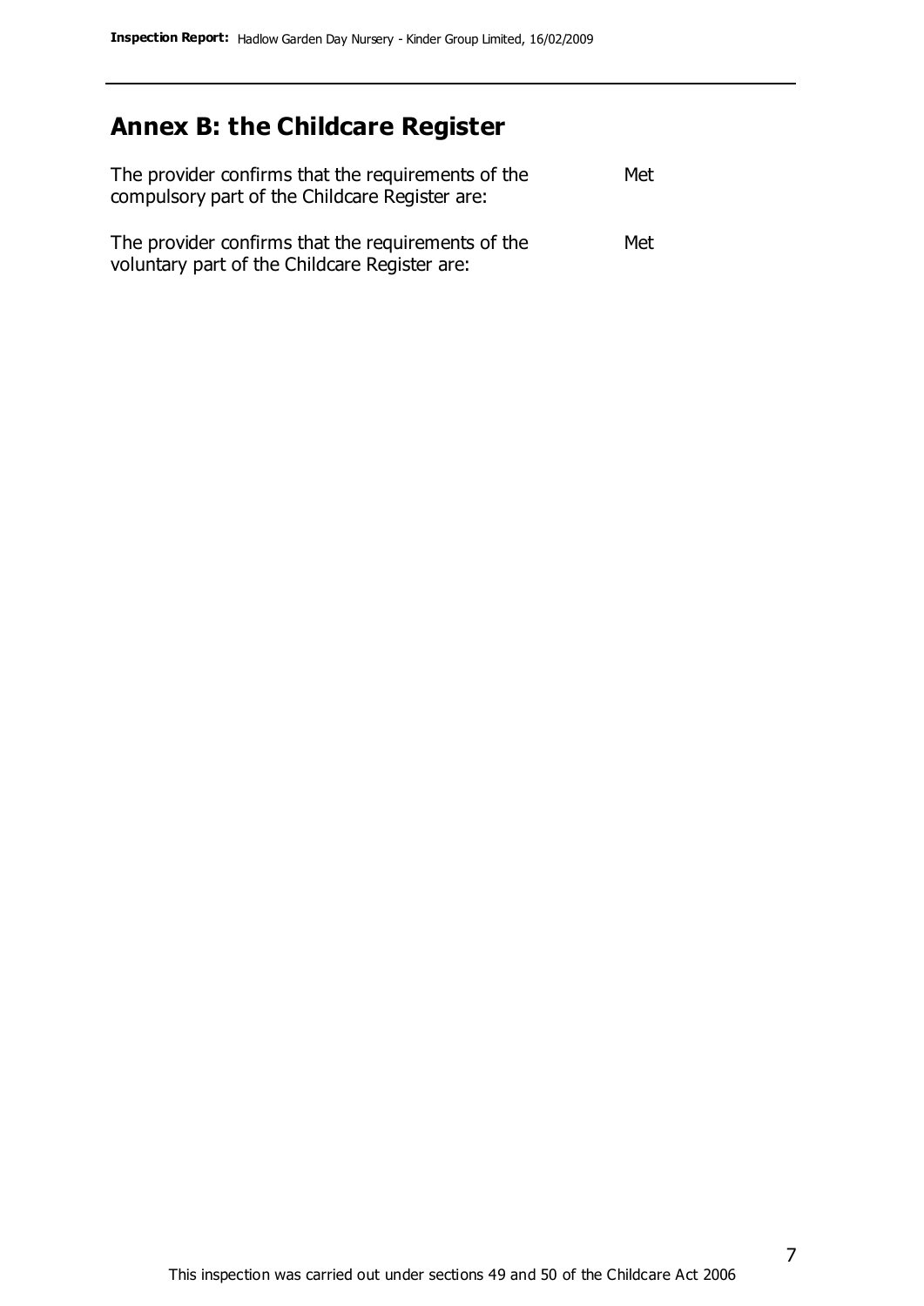## Annex B: the Childcare Register

| | |
|---|---|
| The provider confirms that the requirements of the compulsory part of the Childcare Register are: | Met |
| The provider confirms that the requirements of the voluntary part of the Childcare Register are: | Met |

This inspection was carried out under sections 49 and 50 of the Childcare Act 2006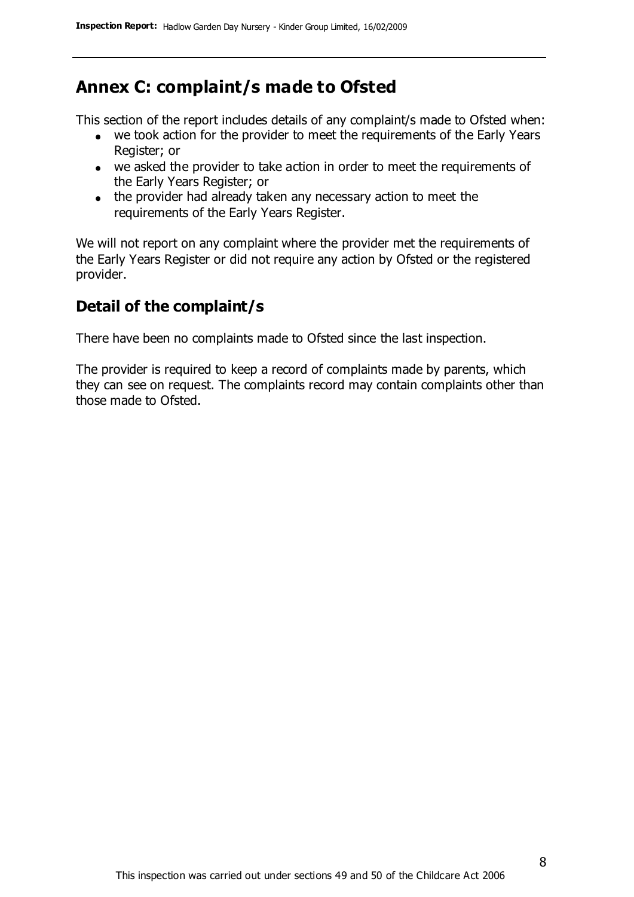## Annex C: complaint/s made to Ofsted

This section of the report includes details of any complaint/s made to Ofsted when:

- we took action for the provider to meet the requirements of the Early Years Register; or
- we asked the provider to take action in order to meet the requirements of the Early Years Register; or
- the provider had already taken any necessary action to meet the requirements of the Early Years Register.

We will not report on any complaint where the provider met the requirements of the Early Years Register or did not require any action by Ofsted or the registered provider.

### Detail of the complaint/s

There have been no complaints made to Ofsted since the last inspection.

The provider is required to keep a record of complaints made by parents, which they can see on request. The complaints record may contain complaints other than those made to Ofsted.